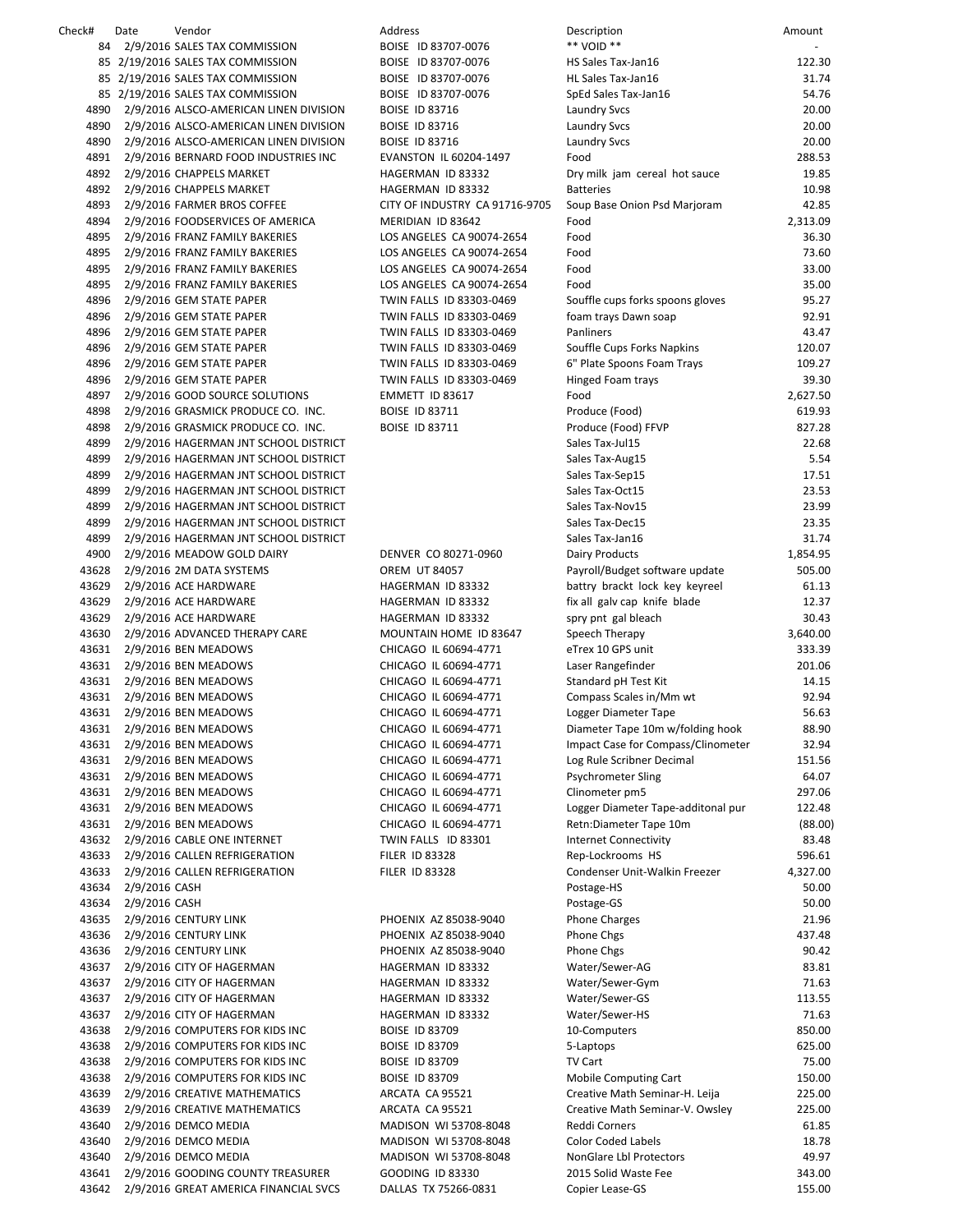| Check# | Date | Vendor | Address | Description | Amount |
|---|---|---|---|---|---|
| 84 | 2/9/2016 | SALES TAX COMMISSION | BOISE ID 83707-0076 | ** VOID ** | - |
| 85 | 2/19/2016 | SALES TAX COMMISSION | BOISE ID 83707-0076 | HS Sales Tax-Jan16 | 122.30 |
| 85 | 2/19/2016 | SALES TAX COMMISSION | BOISE ID 83707-0076 | HL Sales Tax-Jan16 | 31.74 |
| 85 | 2/19/2016 | SALES TAX COMMISSION | BOISE ID 83707-0076 | SpEd Sales Tax-Jan16 | 54.76 |
| 4890 | 2/9/2016 | ALSCO-AMERICAN LINEN DIVISION | BOISE ID 83716 | Laundry Svcs | 20.00 |
| 4890 | 2/9/2016 | ALSCO-AMERICAN LINEN DIVISION | BOISE ID 83716 | Laundry Svcs | 20.00 |
| 4890 | 2/9/2016 | ALSCO-AMERICAN LINEN DIVISION | BOISE ID 83716 | Laundry Svcs | 20.00 |
| 4891 | 2/9/2016 | BERNARD FOOD INDUSTRIES INC | EVANSTON IL 60204-1497 | Food | 288.53 |
| 4892 | 2/9/2016 | CHAPPELS MARKET | HAGERMAN ID 83332 | Dry milk jam cereal hot sauce | 19.85 |
| 4892 | 2/9/2016 | CHAPPELS MARKET | HAGERMAN ID 83332 | Batteries | 10.98 |
| 4893 | 2/9/2016 | FARMER BROS COFFEE | CITY OF INDUSTRY CA 91716-9705 | Soup Base Onion Psd Marjoram | 42.85 |
| 4894 | 2/9/2016 | FOODSERVICES OF AMERICA | MERIDIAN ID 83642 | Food | 2,313.09 |
| 4895 | 2/9/2016 | FRANZ FAMILY BAKERIES | LOS ANGELES CA 90074-2654 | Food | 36.30 |
| 4895 | 2/9/2016 | FRANZ FAMILY BAKERIES | LOS ANGELES CA 90074-2654 | Food | 73.60 |
| 4895 | 2/9/2016 | FRANZ FAMILY BAKERIES | LOS ANGELES CA 90074-2654 | Food | 33.00 |
| 4895 | 2/9/2016 | FRANZ FAMILY BAKERIES | LOS ANGELES CA 90074-2654 | Food | 35.00 |
| 4896 | 2/9/2016 | GEM STATE PAPER | TWIN FALLS ID 83303-0469 | Souffle cups forks spoons gloves | 95.27 |
| 4896 | 2/9/2016 | GEM STATE PAPER | TWIN FALLS ID 83303-0469 | foam trays Dawn soap | 92.91 |
| 4896 | 2/9/2016 | GEM STATE PAPER | TWIN FALLS ID 83303-0469 | Panliners | 43.47 |
| 4896 | 2/9/2016 | GEM STATE PAPER | TWIN FALLS ID 83303-0469 | Souffle Cups Forks Napkins | 120.07 |
| 4896 | 2/9/2016 | GEM STATE PAPER | TWIN FALLS ID 83303-0469 | 6" Plate Spoons Foam Trays | 109.27 |
| 4896 | 2/9/2016 | GEM STATE PAPER | TWIN FALLS ID 83303-0469 | Hinged Foam trays | 39.30 |
| 4897 | 2/9/2016 | GOOD SOURCE SOLUTIONS | EMMETT ID 83617 | Food | 2,627.50 |
| 4898 | 2/9/2016 | GRASMICK PRODUCE CO. INC. | BOISE ID 83711 | Produce (Food) | 619.93 |
| 4898 | 2/9/2016 | GRASMICK PRODUCE CO. INC. | BOISE ID 83711 | Produce (Food) FFVP | 827.28 |
| 4899 | 2/9/2016 | HAGERMAN JNT SCHOOL DISTRICT | | Sales Tax-Jul15 | 22.68 |
| 4899 | 2/9/2016 | HAGERMAN JNT SCHOOL DISTRICT | | Sales Tax-Aug15 | 5.54 |
| 4899 | 2/9/2016 | HAGERMAN JNT SCHOOL DISTRICT | | Sales Tax-Sep15 | 17.51 |
| 4899 | 2/9/2016 | HAGERMAN JNT SCHOOL DISTRICT | | Sales Tax-Oct15 | 23.53 |
| 4899 | 2/9/2016 | HAGERMAN JNT SCHOOL DISTRICT | | Sales Tax-Nov15 | 23.99 |
| 4899 | 2/9/2016 | HAGERMAN JNT SCHOOL DISTRICT | | Sales Tax-Dec15 | 23.35 |
| 4899 | 2/9/2016 | HAGERMAN JNT SCHOOL DISTRICT | | Sales Tax-Jan16 | 31.74 |
| 4900 | 2/9/2016 | MEADOW GOLD DAIRY | DENVER CO 80271-0960 | Dairy Products | 1,854.95 |
| 43628 | 2/9/2016 | 2M DATA SYSTEMS | OREM UT 84057 | Payroll/Budget software update | 505.00 |
| 43629 | 2/9/2016 | ACE HARDWARE | HAGERMAN ID 83332 | battry brackt lock key keyreel | 61.13 |
| 43629 | 2/9/2016 | ACE HARDWARE | HAGERMAN ID 83332 | fix all galv cap knife blade | 12.37 |
| 43629 | 2/9/2016 | ACE HARDWARE | HAGERMAN ID 83332 | spry pnt gal bleach | 30.43 |
| 43630 | 2/9/2016 | ADVANCED THERAPY CARE | MOUNTAIN HOME ID 83647 | Speech Therapy | 3,640.00 |
| 43631 | 2/9/2016 | BEN MEADOWS | CHICAGO IL 60694-4771 | eTrex 10 GPS unit | 333.39 |
| 43631 | 2/9/2016 | BEN MEADOWS | CHICAGO IL 60694-4771 | Laser Rangefinder | 201.06 |
| 43631 | 2/9/2016 | BEN MEADOWS | CHICAGO IL 60694-4771 | Standard pH Test Kit | 14.15 |
| 43631 | 2/9/2016 | BEN MEADOWS | CHICAGO IL 60694-4771 | Compass Scales in/Mm wt | 92.94 |
| 43631 | 2/9/2016 | BEN MEADOWS | CHICAGO IL 60694-4771 | Logger Diameter Tape | 56.63 |
| 43631 | 2/9/2016 | BEN MEADOWS | CHICAGO IL 60694-4771 | Diameter Tape 10m w/folding hook | 88.90 |
| 43631 | 2/9/2016 | BEN MEADOWS | CHICAGO IL 60694-4771 | Impact Case for Compass/Clinometer | 32.94 |
| 43631 | 2/9/2016 | BEN MEADOWS | CHICAGO IL 60694-4771 | Log Rule Scribner Decimal | 151.56 |
| 43631 | 2/9/2016 | BEN MEADOWS | CHICAGO IL 60694-4771 | Psychrometer Sling | 64.07 |
| 43631 | 2/9/2016 | BEN MEADOWS | CHICAGO IL 60694-4771 | Clinometer pm5 | 297.06 |
| 43631 | 2/9/2016 | BEN MEADOWS | CHICAGO IL 60694-4771 | Logger Diameter Tape-additonal pur | 122.48 |
| 43631 | 2/9/2016 | BEN MEADOWS | CHICAGO IL 60694-4771 | Retn:Diameter Tape 10m | (88.00) |
| 43632 | 2/9/2016 | CABLE ONE INTERNET | TWIN FALLS ID 83301 | Internet Connectivity | 83.48 |
| 43633 | 2/9/2016 | CALLEN REFRIGERATION | FILER ID 83328 | Rep-Lockrooms HS | 596.61 |
| 43633 | 2/9/2016 | CALLEN REFRIGERATION | FILER ID 83328 | Condenser Unit-Walkin Freezer | 4,327.00 |
| 43634 | 2/9/2016 | CASH | | Postage-HS | 50.00 |
| 43634 | 2/9/2016 | CASH | | Postage-GS | 50.00 |
| 43635 | 2/9/2016 | CENTURY LINK | PHOENIX AZ 85038-9040 | Phone Charges | 21.96 |
| 43636 | 2/9/2016 | CENTURY LINK | PHOENIX AZ 85038-9040 | Phone Chgs | 437.48 |
| 43636 | 2/9/2016 | CENTURY LINK | PHOENIX AZ 85038-9040 | Phone Chgs | 90.42 |
| 43637 | 2/9/2016 | CITY OF HAGERMAN | HAGERMAN ID 83332 | Water/Sewer-AG | 83.81 |
| 43637 | 2/9/2016 | CITY OF HAGERMAN | HAGERMAN ID 83332 | Water/Sewer-Gym | 71.63 |
| 43637 | 2/9/2016 | CITY OF HAGERMAN | HAGERMAN ID 83332 | Water/Sewer-GS | 113.55 |
| 43637 | 2/9/2016 | CITY OF HAGERMAN | HAGERMAN ID 83332 | Water/Sewer-HS | 71.63 |
| 43638 | 2/9/2016 | COMPUTERS FOR KIDS INC | BOISE ID 83709 | 10-Computers | 850.00 |
| 43638 | 2/9/2016 | COMPUTERS FOR KIDS INC | BOISE ID 83709 | 5-Laptops | 625.00 |
| 43638 | 2/9/2016 | COMPUTERS FOR KIDS INC | BOISE ID 83709 | TV Cart | 75.00 |
| 43638 | 2/9/2016 | COMPUTERS FOR KIDS INC | BOISE ID 83709 | Mobile Computing Cart | 150.00 |
| 43639 | 2/9/2016 | CREATIVE MATHEMATICS | ARCATA CA 95521 | Creative Math Seminar-H. Leija | 225.00 |
| 43639 | 2/9/2016 | CREATIVE MATHEMATICS | ARCATA CA 95521 | Creative Math Seminar-V. Owsley | 225.00 |
| 43640 | 2/9/2016 | DEMCO MEDIA | MADISON WI 53708-8048 | Reddi Corners | 61.85 |
| 43640 | 2/9/2016 | DEMCO MEDIA | MADISON WI 53708-8048 | Color Coded Labels | 18.78 |
| 43640 | 2/9/2016 | DEMCO MEDIA | MADISON WI 53708-8048 | NonGlare Lbl Protectors | 49.97 |
| 43641 | 2/9/2016 | GOODING COUNTY TREASURER | GOODING ID 83330 | 2015 Solid Waste Fee | 343.00 |
| 43642 | 2/9/2016 | GREAT AMERICA FINANCIAL SVCS | DALLAS TX 75266-0831 | Copier Lease-GS | 155.00 |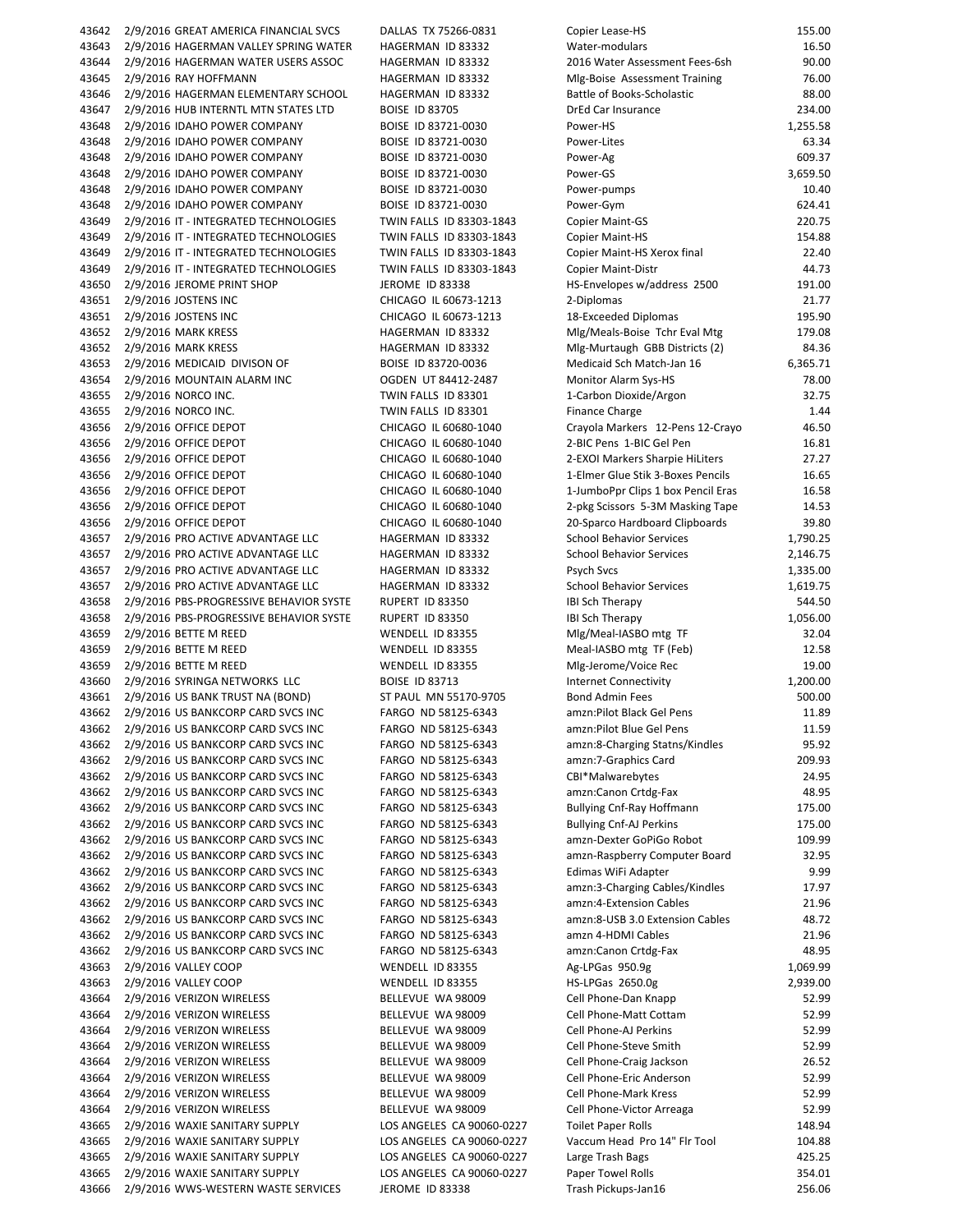| | | | | | |
|---|---|---|---|---|---|
| 43642 | 2/9/2016 | GREAT AMERICA FINANCIAL SVCS | DALLAS TX 75266-0831 | Copier Lease-HS | 155.00 |
| 43643 | 2/9/2016 | HAGERMAN VALLEY SPRING WATER | HAGERMAN ID 83332 | Water-modulars | 16.50 |
| 43644 | 2/9/2016 | HAGERMAN WATER USERS ASSOC | HAGERMAN ID 83332 | 2016 Water Assessment Fees-6sh | 90.00 |
| 43645 | 2/9/2016 | RAY HOFFMANN | HAGERMAN ID 83332 | Mlg-Boise Assessment Training | 76.00 |
| 43646 | 2/9/2016 | HAGERMAN ELEMENTARY SCHOOL | HAGERMAN ID 83332 | Battle of Books-Scholastic | 88.00 |
| 43647 | 2/9/2016 | HUB INTERNTL MTN STATES LTD | BOISE ID 83705 | DrEd Car Insurance | 234.00 |
| 43648 | 2/9/2016 | IDAHO POWER COMPANY | BOISE ID 83721-0030 | Power-HS | 1,255.58 |
| 43648 | 2/9/2016 | IDAHO POWER COMPANY | BOISE ID 83721-0030 | Power-Lites | 63.34 |
| 43648 | 2/9/2016 | IDAHO POWER COMPANY | BOISE ID 83721-0030 | Power-Ag | 609.37 |
| 43648 | 2/9/2016 | IDAHO POWER COMPANY | BOISE ID 83721-0030 | Power-GS | 3,659.50 |
| 43648 | 2/9/2016 | IDAHO POWER COMPANY | BOISE ID 83721-0030 | Power-pumps | 10.40 |
| 43648 | 2/9/2016 | IDAHO POWER COMPANY | BOISE ID 83721-0030 | Power-Gym | 624.41 |
| 43649 | 2/9/2016 | IT - INTEGRATED TECHNOLOGIES | TWIN FALLS ID 83303-1843 | Copier Maint-GS | 220.75 |
| 43649 | 2/9/2016 | IT - INTEGRATED TECHNOLOGIES | TWIN FALLS ID 83303-1843 | Copier Maint-HS | 154.88 |
| 43649 | 2/9/2016 | IT - INTEGRATED TECHNOLOGIES | TWIN FALLS ID 83303-1843 | Copier Maint-HS Xerox final | 22.40 |
| 43649 | 2/9/2016 | IT - INTEGRATED TECHNOLOGIES | TWIN FALLS ID 83303-1843 | Copier Maint-Distr | 44.73 |
| 43650 | 2/9/2016 | JEROME PRINT SHOP | JEROME ID 83338 | HS-Envelopes w/address 2500 | 191.00 |
| 43651 | 2/9/2016 | JOSTENS INC | CHICAGO IL 60673-1213 | 2-Diplomas | 21.77 |
| 43651 | 2/9/2016 | JOSTENS INC | CHICAGO IL 60673-1213 | 18-Exceeded Diplomas | 195.90 |
| 43652 | 2/9/2016 | MARK KRESS | HAGERMAN ID 83332 | Mlg/Meals-Boise Tchr Eval Mtg | 179.08 |
| 43652 | 2/9/2016 | MARK KRESS | HAGERMAN ID 83332 | Mlg-Murtaugh GBB Districts (2) | 84.36 |
| 43653 | 2/9/2016 | MEDICAID DIVISON OF | BOISE ID 83720-0036 | Medicaid Sch Match-Jan 16 | 6,365.71 |
| 43654 | 2/9/2016 | MOUNTAIN ALARM INC | OGDEN UT 84412-2487 | Monitor Alarm Sys-HS | 78.00 |
| 43655 | 2/9/2016 | NORCO INC. | TWIN FALLS ID 83301 | 1-Carbon Dioxide/Argon | 32.75 |
| 43655 | 2/9/2016 | NORCO INC. | TWIN FALLS ID 83301 | Finance Charge | 1.44 |
| 43656 | 2/9/2016 | OFFICE DEPOT | CHICAGO IL 60680-1040 | Crayola Markers 12-Pens 12-Crayo | 46.50 |
| 43656 | 2/9/2016 | OFFICE DEPOT | CHICAGO IL 60680-1040 | 2-BIC Pens 1-BIC Gel Pen | 16.81 |
| 43656 | 2/9/2016 | OFFICE DEPOT | CHICAGO IL 60680-1040 | 2-EXOI Markers Sharpie HiLiters | 27.27 |
| 43656 | 2/9/2016 | OFFICE DEPOT | CHICAGO IL 60680-1040 | 1-Elmer Glue Stik 3-Boxes Pencils | 16.65 |
| 43656 | 2/9/2016 | OFFICE DEPOT | CHICAGO IL 60680-1040 | 1-JumboPpr Clips 1 box Pencil Eras | 16.58 |
| 43656 | 2/9/2016 | OFFICE DEPOT | CHICAGO IL 60680-1040 | 2-pkg Scissors 5-3M Masking Tape | 14.53 |
| 43656 | 2/9/2016 | OFFICE DEPOT | CHICAGO IL 60680-1040 | 20-Sparco Hardboard Clipboards | 39.80 |
| 43657 | 2/9/2016 | PRO ACTIVE ADVANTAGE LLC | HAGERMAN ID 83332 | School Behavior Services | 1,790.25 |
| 43657 | 2/9/2016 | PRO ACTIVE ADVANTAGE LLC | HAGERMAN ID 83332 | School Behavior Services | 2,146.75 |
| 43657 | 2/9/2016 | PRO ACTIVE ADVANTAGE LLC | HAGERMAN ID 83332 | Psych Svcs | 1,335.00 |
| 43657 | 2/9/2016 | PRO ACTIVE ADVANTAGE LLC | HAGERMAN ID 83332 | School Behavior Services | 1,619.75 |
| 43658 | 2/9/2016 | PBS-PROGRESSIVE BEHAVIOR SYSTE | RUPERT ID 83350 | IBI Sch Therapy | 544.50 |
| 43658 | 2/9/2016 | PBS-PROGRESSIVE BEHAVIOR SYSTE | RUPERT ID 83350 | IBI Sch Therapy | 1,056.00 |
| 43659 | 2/9/2016 | BETTE M REED | WENDELL ID 83355 | Mlg/Meal-IASBO mtg TF | 32.04 |
| 43659 | 2/9/2016 | BETTE M REED | WENDELL ID 83355 | Meal-IASBO mtg TF (Feb) | 12.58 |
| 43659 | 2/9/2016 | BETTE M REED | WENDELL ID 83355 | Mlg-Jerome/Voice Rec | 19.00 |
| 43660 | 2/9/2016 | SYRINGA NETWORKS LLC | BOISE ID 83713 | Internet Connectivity | 1,200.00 |
| 43661 | 2/9/2016 | US BANK TRUST NA (BOND) | ST PAUL MN 55170-9705 | Bond Admin Fees | 500.00 |
| 43662 | 2/9/2016 | US BANKCORP CARD SVCS INC | FARGO ND 58125-6343 | amzn:Pilot Black Gel Pens | 11.89 |
| 43662 | 2/9/2016 | US BANKCORP CARD SVCS INC | FARGO ND 58125-6343 | amzn:Pilot Blue Gel Pens | 11.59 |
| 43662 | 2/9/2016 | US BANKCORP CARD SVCS INC | FARGO ND 58125-6343 | amzn:8-Charging Statns/Kindles | 95.92 |
| 43662 | 2/9/2016 | US BANKCORP CARD SVCS INC | FARGO ND 58125-6343 | amzn:7-Graphics Card | 209.93 |
| 43662 | 2/9/2016 | US BANKCORP CARD SVCS INC | FARGO ND 58125-6343 | CBI*Malwarebytes | 24.95 |
| 43662 | 2/9/2016 | US BANKCORP CARD SVCS INC | FARGO ND 58125-6343 | amzn:Canon Crtdg-Fax | 48.95 |
| 43662 | 2/9/2016 | US BANKCORP CARD SVCS INC | FARGO ND 58125-6343 | Bullying Cnf-Ray Hoffmann | 175.00 |
| 43662 | 2/9/2016 | US BANKCORP CARD SVCS INC | FARGO ND 58125-6343 | Bullying Cnf-AJ Perkins | 175.00 |
| 43662 | 2/9/2016 | US BANKCORP CARD SVCS INC | FARGO ND 58125-6343 | amzn-Dexter GoPiGo Robot | 109.99 |
| 43662 | 2/9/2016 | US BANKCORP CARD SVCS INC | FARGO ND 58125-6343 | amzn-Raspberry Computer Board | 32.95 |
| 43662 | 2/9/2016 | US BANKCORP CARD SVCS INC | FARGO ND 58125-6343 | Edimas WiFi Adapter | 9.99 |
| 43662 | 2/9/2016 | US BANKCORP CARD SVCS INC | FARGO ND 58125-6343 | amzn:3-Charging Cables/Kindles | 17.97 |
| 43662 | 2/9/2016 | US BANKCORP CARD SVCS INC | FARGO ND 58125-6343 | amzn:4-Extension Cables | 21.96 |
| 43662 | 2/9/2016 | US BANKCORP CARD SVCS INC | FARGO ND 58125-6343 | amzn:8-USB 3.0 Extension Cables | 48.72 |
| 43662 | 2/9/2016 | US BANKCORP CARD SVCS INC | FARGO ND 58125-6343 | amzn 4-HDMI Cables | 21.96 |
| 43662 | 2/9/2016 | US BANKCORP CARD SVCS INC | FARGO ND 58125-6343 | amzn:Canon Crtdg-Fax | 48.95 |
| 43663 | 2/9/2016 | VALLEY COOP | WENDELL ID 83355 | Ag-LPGas 950.9g | 1,069.99 |
| 43663 | 2/9/2016 | VALLEY COOP | WENDELL ID 83355 | HS-LPGas 2650.0g | 2,939.00 |
| 43664 | 2/9/2016 | VERIZON WIRELESS | BELLEVUE WA 98009 | Cell Phone-Dan Knapp | 52.99 |
| 43664 | 2/9/2016 | VERIZON WIRELESS | BELLEVUE WA 98009 | Cell Phone-Matt Cottam | 52.99 |
| 43664 | 2/9/2016 | VERIZON WIRELESS | BELLEVUE WA 98009 | Cell Phone-AJ Perkins | 52.99 |
| 43664 | 2/9/2016 | VERIZON WIRELESS | BELLEVUE WA 98009 | Cell Phone-Steve Smith | 52.99 |
| 43664 | 2/9/2016 | VERIZON WIRELESS | BELLEVUE WA 98009 | Cell Phone-Craig Jackson | 26.52 |
| 43664 | 2/9/2016 | VERIZON WIRELESS | BELLEVUE WA 98009 | Cell Phone-Eric Anderson | 52.99 |
| 43664 | 2/9/2016 | VERIZON WIRELESS | BELLEVUE WA 98009 | Cell Phone-Mark Kress | 52.99 |
| 43664 | 2/9/2016 | VERIZON WIRELESS | BELLEVUE WA 98009 | Cell Phone-Victor Arreaga | 52.99 |
| 43665 | 2/9/2016 | WAXIE SANITARY SUPPLY | LOS ANGELES CA 90060-0227 | Toilet Paper Rolls | 148.94 |
| 43665 | 2/9/2016 | WAXIE SANITARY SUPPLY | LOS ANGELES CA 90060-0227 | Vaccum Head Pro 14" Flr Tool | 104.88 |
| 43665 | 2/9/2016 | WAXIE SANITARY SUPPLY | LOS ANGELES CA 90060-0227 | Large Trash Bags | 425.25 |
| 43665 | 2/9/2016 | WAXIE SANITARY SUPPLY | LOS ANGELES CA 90060-0227 | Paper Towel Rolls | 354.01 |
| 43666 | 2/9/2016 | WWS-WESTERN WASTE SERVICES | JEROME ID 83338 | Trash Pickups-Jan16 | 256.06 |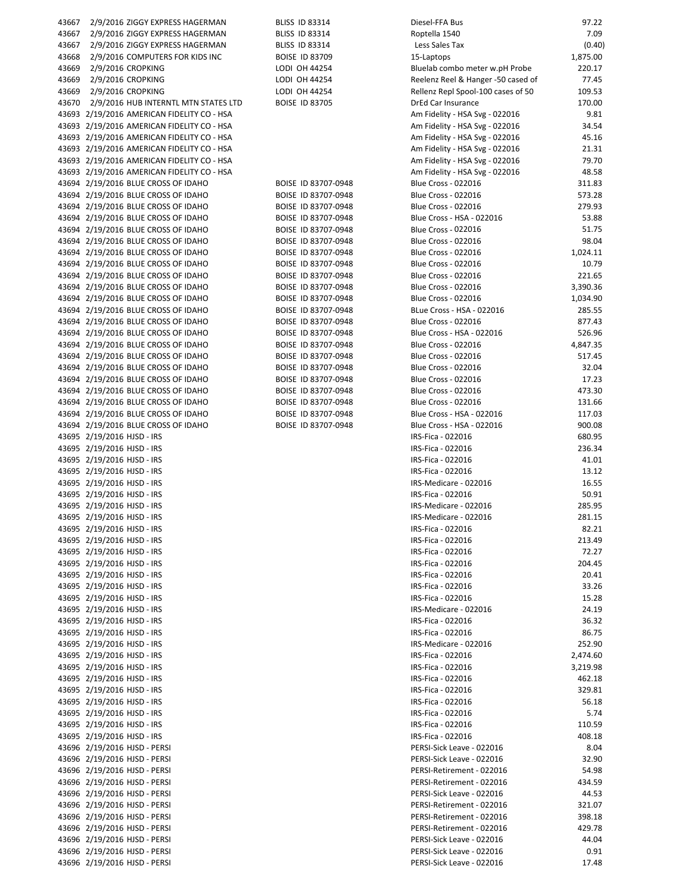| | | | | | |
|---|---|---|---|---|---|
| 43667 | 2/9/2016 | ZIGGY EXPRESS HAGERMAN | BLISS ID 83314 | Diesel-FFA Bus | 97.22 |
| 43667 | 2/9/2016 | ZIGGY EXPRESS HAGERMAN | BLISS ID 83314 | Roptella 1540 | 7.09 |
| 43667 | 2/9/2016 | ZIGGY EXPRESS HAGERMAN | BLISS ID 83314 | Less Sales Tax | (0.40) |
| 43668 | 2/9/2016 | COMPUTERS FOR KIDS INC | BOISE ID 83709 | 15-Laptops | 1,875.00 |
| 43669 | 2/9/2016 | CROPKING | LODI OH 44254 | Bluelab combo meter w.pH Probe | 220.17 |
| 43669 | 2/9/2016 | CROPKING | LODI OH 44254 | Reelenz Reel & Hanger -50 cased of | 77.45 |
| 43669 | 2/9/2016 | CROPKING | LODI OH 44254 | Rellenz Repl Spool-100 cases of 50 | 109.53 |
| 43670 | 2/9/2016 | HUB INTERNTL MTN STATES LTD | BOISE ID 83705 | DrEd Car Insurance | 170.00 |
| 43693 | 2/19/2016 | AMERICAN FIDELITY CO - HSA | | Am Fidelity - HSA Svg - 022016 | 9.81 |
| 43693 | 2/19/2016 | AMERICAN FIDELITY CO - HSA | | Am Fidelity - HSA Svg - 022016 | 34.54 |
| 43693 | 2/19/2016 | AMERICAN FIDELITY CO - HSA | | Am Fidelity - HSA Svg - 022016 | 45.16 |
| 43693 | 2/19/2016 | AMERICAN FIDELITY CO - HSA | | Am Fidelity - HSA Svg - 022016 | 21.31 |
| 43693 | 2/19/2016 | AMERICAN FIDELITY CO - HSA | | Am Fidelity - HSA Svg - 022016 | 79.70 |
| 43693 | 2/19/2016 | AMERICAN FIDELITY CO - HSA | | Am Fidelity - HSA Svg - 022016 | 48.58 |
| 43694 | 2/19/2016 | BLUE CROSS OF IDAHO | BOISE ID 83707-0948 | Blue Cross - 022016 | 311.83 |
| 43694 | 2/19/2016 | BLUE CROSS OF IDAHO | BOISE ID 83707-0948 | Blue Cross - 022016 | 573.28 |
| 43694 | 2/19/2016 | BLUE CROSS OF IDAHO | BOISE ID 83707-0948 | Blue Cross - 022016 | 279.93 |
| 43694 | 2/19/2016 | BLUE CROSS OF IDAHO | BOISE ID 83707-0948 | Blue Cross - HSA - 022016 | 53.88 |
| 43694 | 2/19/2016 | BLUE CROSS OF IDAHO | BOISE ID 83707-0948 | Blue Cross - 022016 | 51.75 |
| 43694 | 2/19/2016 | BLUE CROSS OF IDAHO | BOISE ID 83707-0948 | Blue Cross - 022016 | 98.04 |
| 43694 | 2/19/2016 | BLUE CROSS OF IDAHO | BOISE ID 83707-0948 | Blue Cross - 022016 | 1,024.11 |
| 43694 | 2/19/2016 | BLUE CROSS OF IDAHO | BOISE ID 83707-0948 | Blue Cross - 022016 | 10.79 |
| 43694 | 2/19/2016 | BLUE CROSS OF IDAHO | BOISE ID 83707-0948 | Blue Cross - 022016 | 221.65 |
| 43694 | 2/19/2016 | BLUE CROSS OF IDAHO | BOISE ID 83707-0948 | Blue Cross - 022016 | 3,390.36 |
| 43694 | 2/19/2016 | BLUE CROSS OF IDAHO | BOISE ID 83707-0948 | Blue Cross - 022016 | 1,034.90 |
| 43694 | 2/19/2016 | BLUE CROSS OF IDAHO | BOISE ID 83707-0948 | BLue Cross - HSA - 022016 | 285.55 |
| 43694 | 2/19/2016 | BLUE CROSS OF IDAHO | BOISE ID 83707-0948 | Blue Cross - 022016 | 877.43 |
| 43694 | 2/19/2016 | BLUE CROSS OF IDAHO | BOISE ID 83707-0948 | Blue Cross - HSA - 022016 | 526.96 |
| 43694 | 2/19/2016 | BLUE CROSS OF IDAHO | BOISE ID 83707-0948 | Blue Cross - 022016 | 4,847.35 |
| 43694 | 2/19/2016 | BLUE CROSS OF IDAHO | BOISE ID 83707-0948 | Blue Cross - 022016 | 517.45 |
| 43694 | 2/19/2016 | BLUE CROSS OF IDAHO | BOISE ID 83707-0948 | Blue Cross - 022016 | 32.04 |
| 43694 | 2/19/2016 | BLUE CROSS OF IDAHO | BOISE ID 83707-0948 | Blue Cross - 022016 | 17.23 |
| 43694 | 2/19/2016 | BLUE CROSS OF IDAHO | BOISE ID 83707-0948 | Blue Cross - 022016 | 473.30 |
| 43694 | 2/19/2016 | BLUE CROSS OF IDAHO | BOISE ID 83707-0948 | Blue Cross - 022016 | 131.66 |
| 43694 | 2/19/2016 | BLUE CROSS OF IDAHO | BOISE ID 83707-0948 | Blue Cross - HSA - 022016 | 117.03 |
| 43694 | 2/19/2016 | BLUE CROSS OF IDAHO | BOISE ID 83707-0948 | Blue Cross - HSA - 022016 | 900.08 |
| 43695 | 2/19/2016 | HJSD - IRS | | IRS-Fica - 022016 | 680.95 |
| 43695 | 2/19/2016 | HJSD - IRS | | IRS-Fica - 022016 | 236.34 |
| 43695 | 2/19/2016 | HJSD - IRS | | IRS-Fica - 022016 | 41.01 |
| 43695 | 2/19/2016 | HJSD - IRS | | IRS-Fica - 022016 | 13.12 |
| 43695 | 2/19/2016 | HJSD - IRS | | IRS-Medicare - 022016 | 16.55 |
| 43695 | 2/19/2016 | HJSD - IRS | | IRS-Fica - 022016 | 50.91 |
| 43695 | 2/19/2016 | HJSD - IRS | | IRS-Medicare - 022016 | 285.95 |
| 43695 | 2/19/2016 | HJSD - IRS | | IRS-Medicare - 022016 | 281.15 |
| 43695 | 2/19/2016 | HJSD - IRS | | IRS-Fica - 022016 | 82.21 |
| 43695 | 2/19/2016 | HJSD - IRS | | IRS-Fica - 022016 | 213.49 |
| 43695 | 2/19/2016 | HJSD - IRS | | IRS-Fica - 022016 | 72.27 |
| 43695 | 2/19/2016 | HJSD - IRS | | IRS-Fica - 022016 | 204.45 |
| 43695 | 2/19/2016 | HJSD - IRS | | IRS-Fica - 022016 | 20.41 |
| 43695 | 2/19/2016 | HJSD - IRS | | IRS-Fica - 022016 | 33.26 |
| 43695 | 2/19/2016 | HJSD - IRS | | IRS-Fica - 022016 | 15.28 |
| 43695 | 2/19/2016 | HJSD - IRS | | IRS-Medicare - 022016 | 24.19 |
| 43695 | 2/19/2016 | HJSD - IRS | | IRS-Fica - 022016 | 36.32 |
| 43695 | 2/19/2016 | HJSD - IRS | | IRS-Fica - 022016 | 86.75 |
| 43695 | 2/19/2016 | HJSD - IRS | | IRS-Medicare - 022016 | 252.90 |
| 43695 | 2/19/2016 | HJSD - IRS | | IRS-Fica - 022016 | 2,474.60 |
| 43695 | 2/19/2016 | HJSD - IRS | | IRS-Fica - 022016 | 3,219.98 |
| 43695 | 2/19/2016 | HJSD - IRS | | IRS-Fica - 022016 | 462.18 |
| 43695 | 2/19/2016 | HJSD - IRS | | IRS-Fica - 022016 | 329.81 |
| 43695 | 2/19/2016 | HJSD - IRS | | IRS-Fica - 022016 | 56.18 |
| 43695 | 2/19/2016 | HJSD - IRS | | IRS-Fica - 022016 | 5.74 |
| 43695 | 2/19/2016 | HJSD - IRS | | IRS-Fica - 022016 | 110.59 |
| 43695 | 2/19/2016 | HJSD - IRS | | IRS-Fica - 022016 | 408.18 |
| 43696 | 2/19/2016 | HJSD - PERSI | | PERSI-Sick Leave - 022016 | 8.04 |
| 43696 | 2/19/2016 | HJSD - PERSI | | PERSI-Sick Leave - 022016 | 32.90 |
| 43696 | 2/19/2016 | HJSD - PERSI | | PERSI-Retirement - 022016 | 54.98 |
| 43696 | 2/19/2016 | HJSD - PERSI | | PERSI-Retirement - 022016 | 434.59 |
| 43696 | 2/19/2016 | HJSD - PERSI | | PERSI-Sick Leave - 022016 | 44.53 |
| 43696 | 2/19/2016 | HJSD - PERSI | | PERSI-Retirement - 022016 | 321.07 |
| 43696 | 2/19/2016 | HJSD - PERSI | | PERSI-Retirement - 022016 | 398.18 |
| 43696 | 2/19/2016 | HJSD - PERSI | | PERSI-Retirement - 022016 | 429.78 |
| 43696 | 2/19/2016 | HJSD - PERSI | | PERSI-Sick Leave - 022016 | 44.04 |
| 43696 | 2/19/2016 | HJSD - PERSI | | PERSI-Sick Leave - 022016 | 0.91 |
| 43696 | 2/19/2016 | HJSD - PERSI | | PERSI-Sick Leave - 022016 | 17.48 |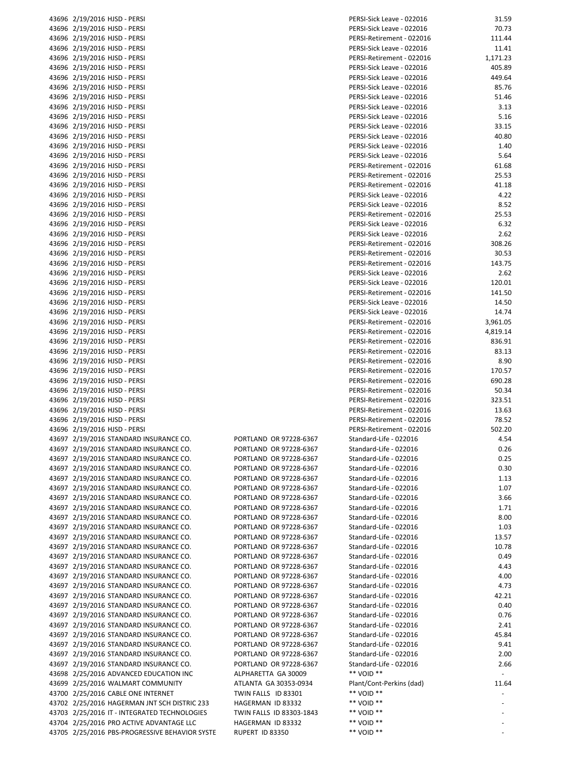| | | | | | |
|---|---|---|---|---|---|
| 43696 | 2/19/2016 | HJSD - PERSI | | PERSI-Sick Leave - 022016 | 31.59 |
| 43696 | 2/19/2016 | HJSD - PERSI | | PERSI-Sick Leave - 022016 | 70.73 |
| 43696 | 2/19/2016 | HJSD - PERSI | | PERSI-Retirement - 022016 | 111.44 |
| 43696 | 2/19/2016 | HJSD - PERSI | | PERSI-Sick Leave - 022016 | 11.41 |
| 43696 | 2/19/2016 | HJSD - PERSI | | PERSI-Retirement - 022016 | 1,171.23 |
| 43696 | 2/19/2016 | HJSD - PERSI | | PERSI-Sick Leave - 022016 | 405.89 |
| 43696 | 2/19/2016 | HJSD - PERSI | | PERSI-Sick Leave - 022016 | 449.64 |
| 43696 | 2/19/2016 | HJSD - PERSI | | PERSI-Sick Leave - 022016 | 85.76 |
| 43696 | 2/19/2016 | HJSD - PERSI | | PERSI-Sick Leave - 022016 | 51.46 |
| 43696 | 2/19/2016 | HJSD - PERSI | | PERSI-Sick Leave - 022016 | 3.13 |
| 43696 | 2/19/2016 | HJSD - PERSI | | PERSI-Sick Leave - 022016 | 5.16 |
| 43696 | 2/19/2016 | HJSD - PERSI | | PERSI-Sick Leave - 022016 | 33.15 |
| 43696 | 2/19/2016 | HJSD - PERSI | | PERSI-Sick Leave - 022016 | 40.80 |
| 43696 | 2/19/2016 | HJSD - PERSI | | PERSI-Sick Leave - 022016 | 1.40 |
| 43696 | 2/19/2016 | HJSD - PERSI | | PERSI-Sick Leave - 022016 | 5.64 |
| 43696 | 2/19/2016 | HJSD - PERSI | | PERSI-Retirement - 022016 | 61.68 |
| 43696 | 2/19/2016 | HJSD - PERSI | | PERSI-Retirement - 022016 | 25.53 |
| 43696 | 2/19/2016 | HJSD - PERSI | | PERSI-Retirement - 022016 | 41.18 |
| 43696 | 2/19/2016 | HJSD - PERSI | | PERSI-Sick Leave - 022016 | 4.22 |
| 43696 | 2/19/2016 | HJSD - PERSI | | PERSI-Sick Leave - 022016 | 8.52 |
| 43696 | 2/19/2016 | HJSD - PERSI | | PERSI-Retirement - 022016 | 25.53 |
| 43696 | 2/19/2016 | HJSD - PERSI | | PERSI-Sick Leave - 022016 | 6.32 |
| 43696 | 2/19/2016 | HJSD - PERSI | | PERSI-Sick Leave - 022016 | 2.62 |
| 43696 | 2/19/2016 | HJSD - PERSI | | PERSI-Retirement - 022016 | 308.26 |
| 43696 | 2/19/2016 | HJSD - PERSI | | PERSI-Retirement - 022016 | 30.53 |
| 43696 | 2/19/2016 | HJSD - PERSI | | PERSI-Retirement - 022016 | 143.75 |
| 43696 | 2/19/2016 | HJSD - PERSI | | PERSI-Sick Leave - 022016 | 2.62 |
| 43696 | 2/19/2016 | HJSD - PERSI | | PERSI-Sick Leave - 022016 | 120.01 |
| 43696 | 2/19/2016 | HJSD - PERSI | | PERSI-Retirement - 022016 | 141.50 |
| 43696 | 2/19/2016 | HJSD - PERSI | | PERSI-Sick Leave - 022016 | 14.50 |
| 43696 | 2/19/2016 | HJSD - PERSI | | PERSI-Sick Leave - 022016 | 14.74 |
| 43696 | 2/19/2016 | HJSD - PERSI | | PERSI-Retirement - 022016 | 3,961.05 |
| 43696 | 2/19/2016 | HJSD - PERSI | | PERSI-Retirement - 022016 | 4,819.14 |
| 43696 | 2/19/2016 | HJSD - PERSI | | PERSI-Retirement - 022016 | 836.91 |
| 43696 | 2/19/2016 | HJSD - PERSI | | PERSI-Retirement - 022016 | 83.13 |
| 43696 | 2/19/2016 | HJSD - PERSI | | PERSI-Retirement - 022016 | 8.90 |
| 43696 | 2/19/2016 | HJSD - PERSI | | PERSI-Retirement - 022016 | 170.57 |
| 43696 | 2/19/2016 | HJSD - PERSI | | PERSI-Retirement - 022016 | 690.28 |
| 43696 | 2/19/2016 | HJSD - PERSI | | PERSI-Retirement - 022016 | 50.34 |
| 43696 | 2/19/2016 | HJSD - PERSI | | PERSI-Retirement - 022016 | 323.51 |
| 43696 | 2/19/2016 | HJSD - PERSI | | PERSI-Retirement - 022016 | 13.63 |
| 43696 | 2/19/2016 | HJSD - PERSI | | PERSI-Retirement - 022016 | 78.52 |
| 43696 | 2/19/2016 | HJSD - PERSI | | PERSI-Retirement - 022016 | 502.20 |
| 43697 | 2/19/2016 | STANDARD INSURANCE CO. | PORTLAND OR 97228-6367 | Standard-Life - 022016 | 4.54 |
| 43697 | 2/19/2016 | STANDARD INSURANCE CO. | PORTLAND OR 97228-6367 | Standard-Life - 022016 | 0.26 |
| 43697 | 2/19/2016 | STANDARD INSURANCE CO. | PORTLAND OR 97228-6367 | Standard-Life - 022016 | 0.25 |
| 43697 | 2/19/2016 | STANDARD INSURANCE CO. | PORTLAND OR 97228-6367 | Standard-Life - 022016 | 0.30 |
| 43697 | 2/19/2016 | STANDARD INSURANCE CO. | PORTLAND OR 97228-6367 | Standard-Life - 022016 | 1.13 |
| 43697 | 2/19/2016 | STANDARD INSURANCE CO. | PORTLAND OR 97228-6367 | Standard-Life - 022016 | 1.07 |
| 43697 | 2/19/2016 | STANDARD INSURANCE CO. | PORTLAND OR 97228-6367 | Standard-Life - 022016 | 3.66 |
| 43697 | 2/19/2016 | STANDARD INSURANCE CO. | PORTLAND OR 97228-6367 | Standard-Life - 022016 | 1.71 |
| 43697 | 2/19/2016 | STANDARD INSURANCE CO. | PORTLAND OR 97228-6367 | Standard-Life - 022016 | 8.00 |
| 43697 | 2/19/2016 | STANDARD INSURANCE CO. | PORTLAND OR 97228-6367 | Standard-Life - 022016 | 1.03 |
| 43697 | 2/19/2016 | STANDARD INSURANCE CO. | PORTLAND OR 97228-6367 | Standard-Life - 022016 | 13.57 |
| 43697 | 2/19/2016 | STANDARD INSURANCE CO. | PORTLAND OR 97228-6367 | Standard-Life - 022016 | 10.78 |
| 43697 | 2/19/2016 | STANDARD INSURANCE CO. | PORTLAND OR 97228-6367 | Standard-Life - 022016 | 0.49 |
| 43697 | 2/19/2016 | STANDARD INSURANCE CO. | PORTLAND OR 97228-6367 | Standard-Life - 022016 | 4.43 |
| 43697 | 2/19/2016 | STANDARD INSURANCE CO. | PORTLAND OR 97228-6367 | Standard-Life - 022016 | 4.00 |
| 43697 | 2/19/2016 | STANDARD INSURANCE CO. | PORTLAND OR 97228-6367 | Standard-Life - 022016 | 4.73 |
| 43697 | 2/19/2016 | STANDARD INSURANCE CO. | PORTLAND OR 97228-6367 | Standard-Life - 022016 | 42.21 |
| 43697 | 2/19/2016 | STANDARD INSURANCE CO. | PORTLAND OR 97228-6367 | Standard-Life - 022016 | 0.40 |
| 43697 | 2/19/2016 | STANDARD INSURANCE CO. | PORTLAND OR 97228-6367 | Standard-Life - 022016 | 0.76 |
| 43697 | 2/19/2016 | STANDARD INSURANCE CO. | PORTLAND OR 97228-6367 | Standard-Life - 022016 | 2.41 |
| 43697 | 2/19/2016 | STANDARD INSURANCE CO. | PORTLAND OR 97228-6367 | Standard-Life - 022016 | 45.84 |
| 43697 | 2/19/2016 | STANDARD INSURANCE CO. | PORTLAND OR 97228-6367 | Standard-Life - 022016 | 9.41 |
| 43697 | 2/19/2016 | STANDARD INSURANCE CO. | PORTLAND OR 97228-6367 | Standard-Life - 022016 | 2.00 |
| 43697 | 2/19/2016 | STANDARD INSURANCE CO. | PORTLAND OR 97228-6367 | Standard-Life - 022016 | 2.66 |
| 43698 | 2/25/2016 | ADVANCED EDUCATION INC | ALPHARETTA GA 30009 | ** VOID ** | - |
| 43699 | 2/25/2016 | WALMART COMMUNITY | ATLANTA GA 30353-0934 | Plant/Cont-Perkins (dad) | 11.64 |
| 43700 | 2/25/2016 | CABLE ONE INTERNET | TWIN FALLS ID 83301 | ** VOID ** | - |
| 43702 | 2/25/2016 | HAGERMAN JNT SCH DISTRIC 233 | HAGERMAN ID 83332 | ** VOID ** | - |
| 43703 | 2/25/2016 | IT - INTEGRATED TECHNOLOGIES | TWIN FALLS ID 83303-1843 | ** VOID ** | - |
| 43704 | 2/25/2016 | PRO ACTIVE ADVANTAGE LLC | HAGERMAN ID 83332 | ** VOID ** | - |
| 43705 | 2/25/2016 | PBS-PROGRESSIVE BEHAVIOR SYSTE | RUPERT ID 83350 | ** VOID ** | - |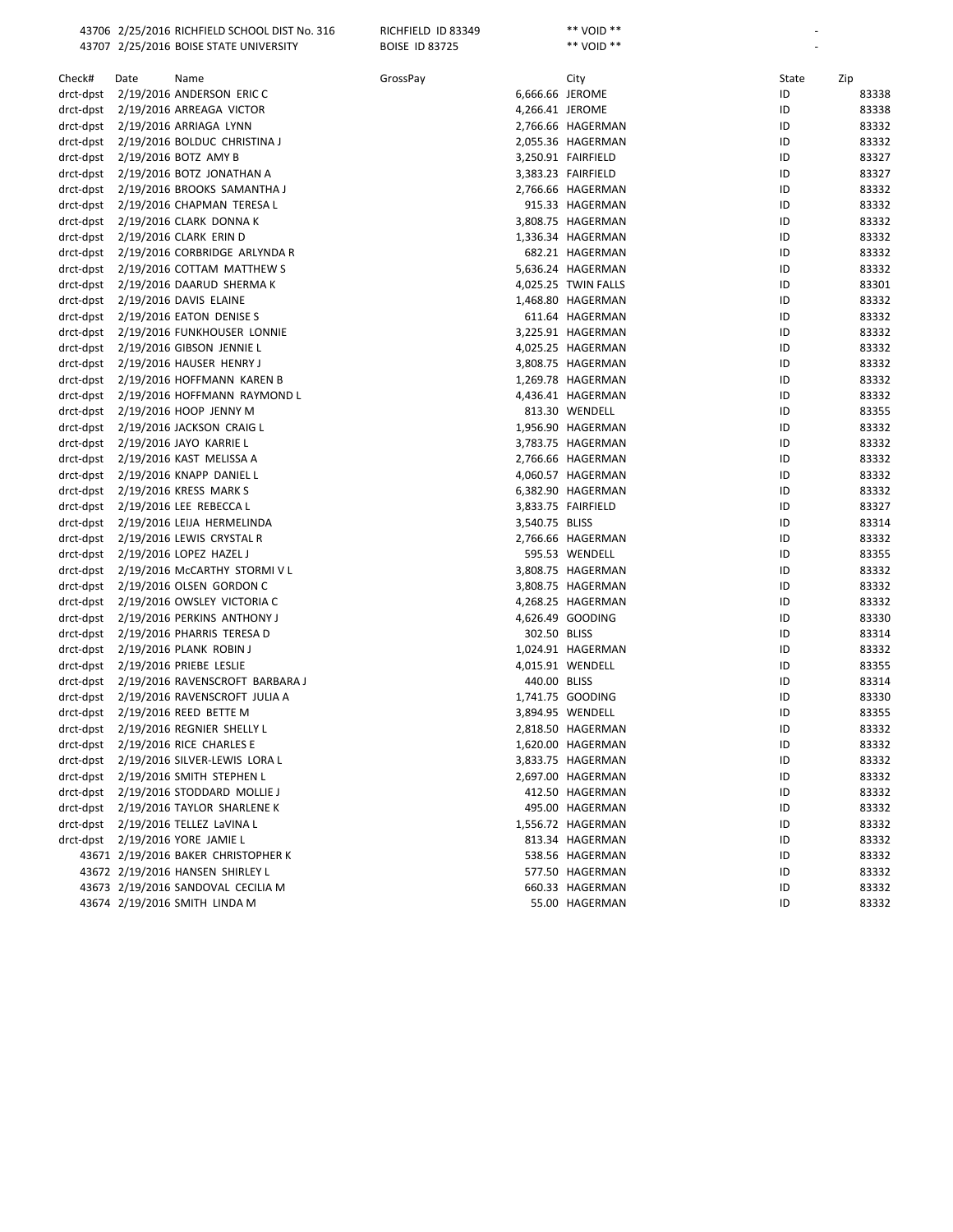| | | | | | | | |
|---|---|---|---|---|---|---|---|
| 43706 | 2/25/2016 | RICHFIELD SCHOOL DIST No. 316 | RICHFIELD ID 83349 | | ** VOID ** | | - |
| 43707 | 2/25/2016 | BOISE STATE UNIVERSITY | BOISE ID 83725 | | ** VOID ** | | - |

| Check# | Date | Name | GrossPay | City | State | Zip |
|---|---|---|---|---|---|---|
| drct-dpst | 2/19/2016 | ANDERSON ERIC C | 6,666.66 | JEROME | ID | 83338 |
| drct-dpst | 2/19/2016 | ARREAGA VICTOR | 4,266.41 | JEROME | ID | 83338 |
| drct-dpst | 2/19/2016 | ARRIAGA LYNN | 2,766.66 | HAGERMAN | ID | 83332 |
| drct-dpst | 2/19/2016 | BOLDUC CHRISTINA J | 2,055.36 | HAGERMAN | ID | 83332 |
| drct-dpst | 2/19/2016 | BOTZ AMY B | 3,250.91 | FAIRFIELD | ID | 83327 |
| drct-dpst | 2/19/2016 | BOTZ JONATHAN A | 3,383.23 | FAIRFIELD | ID | 83327 |
| drct-dpst | 2/19/2016 | BROOKS SAMANTHA J | 2,766.66 | HAGERMAN | ID | 83332 |
| drct-dpst | 2/19/2016 | CHAPMAN TERESA L | 915.33 | HAGERMAN | ID | 83332 |
| drct-dpst | 2/19/2016 | CLARK DONNA K | 3,808.75 | HAGERMAN | ID | 83332 |
| drct-dpst | 2/19/2016 | CLARK ERIN D | 1,336.34 | HAGERMAN | ID | 83332 |
| drct-dpst | 2/19/2016 | CORBRIDGE ARLYNDA R | 682.21 | HAGERMAN | ID | 83332 |
| drct-dpst | 2/19/2016 | COTTAM MATTHEW S | 5,636.24 | HAGERMAN | ID | 83332 |
| drct-dpst | 2/19/2016 | DAARUD SHERMA K | 4,025.25 | TWIN FALLS | ID | 83301 |
| drct-dpst | 2/19/2016 | DAVIS ELAINE | 1,468.80 | HAGERMAN | ID | 83332 |
| drct-dpst | 2/19/2016 | EATON DENISE S | 611.64 | HAGERMAN | ID | 83332 |
| drct-dpst | 2/19/2016 | FUNKHOUSER LONNIE | 3,225.91 | HAGERMAN | ID | 83332 |
| drct-dpst | 2/19/2016 | GIBSON JENNIE L | 4,025.25 | HAGERMAN | ID | 83332 |
| drct-dpst | 2/19/2016 | HAUSER HENRY J | 3,808.75 | HAGERMAN | ID | 83332 |
| drct-dpst | 2/19/2016 | HOFFMANN KAREN B | 1,269.78 | HAGERMAN | ID | 83332 |
| drct-dpst | 2/19/2016 | HOFFMANN RAYMOND L | 4,436.41 | HAGERMAN | ID | 83332 |
| drct-dpst | 2/19/2016 | HOOP JENNY M | 813.30 | WENDELL | ID | 83355 |
| drct-dpst | 2/19/2016 | JACKSON CRAIG L | 1,956.90 | HAGERMAN | ID | 83332 |
| drct-dpst | 2/19/2016 | JAYO KARRIE L | 3,783.75 | HAGERMAN | ID | 83332 |
| drct-dpst | 2/19/2016 | KAST MELISSA A | 2,766.66 | HAGERMAN | ID | 83332 |
| drct-dpst | 2/19/2016 | KNAPP DANIEL L | 4,060.57 | HAGERMAN | ID | 83332 |
| drct-dpst | 2/19/2016 | KRESS MARK S | 6,382.90 | HAGERMAN | ID | 83332 |
| drct-dpst | 2/19/2016 | LEE REBECCA L | 3,833.75 | FAIRFIELD | ID | 83327 |
| drct-dpst | 2/19/2016 | LEIJA HERMELINDA | 3,540.75 | BLISS | ID | 83314 |
| drct-dpst | 2/19/2016 | LEWIS CRYSTAL R | 2,766.66 | HAGERMAN | ID | 83332 |
| drct-dpst | 2/19/2016 | LOPEZ HAZEL J | 595.53 | WENDELL | ID | 83355 |
| drct-dpst | 2/19/2016 | McCARTHY STORMI V L | 3,808.75 | HAGERMAN | ID | 83332 |
| drct-dpst | 2/19/2016 | OLSEN GORDON C | 3,808.75 | HAGERMAN | ID | 83332 |
| drct-dpst | 2/19/2016 | OWSLEY VICTORIA C | 4,268.25 | HAGERMAN | ID | 83332 |
| drct-dpst | 2/19/2016 | PERKINS ANTHONY J | 4,626.49 | GOODING | ID | 83330 |
| drct-dpst | 2/19/2016 | PHARRIS TERESA D | 302.50 | BLISS | ID | 83314 |
| drct-dpst | 2/19/2016 | PLANK ROBIN J | 1,024.91 | HAGERMAN | ID | 83332 |
| drct-dpst | 2/19/2016 | PRIEBE LESLIE | 4,015.91 | WENDELL | ID | 83355 |
| drct-dpst | 2/19/2016 | RAVENSCROFT BARBARA J | 440.00 | BLISS | ID | 83314 |
| drct-dpst | 2/19/2016 | RAVENSCROFT JULIA A | 1,741.75 | GOODING | ID | 83330 |
| drct-dpst | 2/19/2016 | REED BETTE M | 3,894.95 | WENDELL | ID | 83355 |
| drct-dpst | 2/19/2016 | REGNIER SHELLY L | 2,818.50 | HAGERMAN | ID | 83332 |
| drct-dpst | 2/19/2016 | RICE CHARLES E | 1,620.00 | HAGERMAN | ID | 83332 |
| drct-dpst | 2/19/2016 | SILVER-LEWIS LORA L | 3,833.75 | HAGERMAN | ID | 83332 |
| drct-dpst | 2/19/2016 | SMITH STEPHEN L | 2,697.00 | HAGERMAN | ID | 83332 |
| drct-dpst | 2/19/2016 | STODDARD MOLLIE J | 412.50 | HAGERMAN | ID | 83332 |
| drct-dpst | 2/19/2016 | TAYLOR SHARLENE K | 495.00 | HAGERMAN | ID | 83332 |
| drct-dpst | 2/19/2016 | TELLEZ LaVINA L | 1,556.72 | HAGERMAN | ID | 83332 |
| drct-dpst | 2/19/2016 | YORE JAMIE L | 813.34 | HAGERMAN | ID | 83332 |
| 43671 | 2/19/2016 | BAKER CHRISTOPHER K | 538.56 | HAGERMAN | ID | 83332 |
| 43672 | 2/19/2016 | HANSEN SHIRLEY L | 577.50 | HAGERMAN | ID | 83332 |
| 43673 | 2/19/2016 | SANDOVAL CECILIA M | 660.33 | HAGERMAN | ID | 83332 |
| 43674 | 2/19/2016 | SMITH LINDA M | 55.00 | HAGERMAN | ID | 83332 |